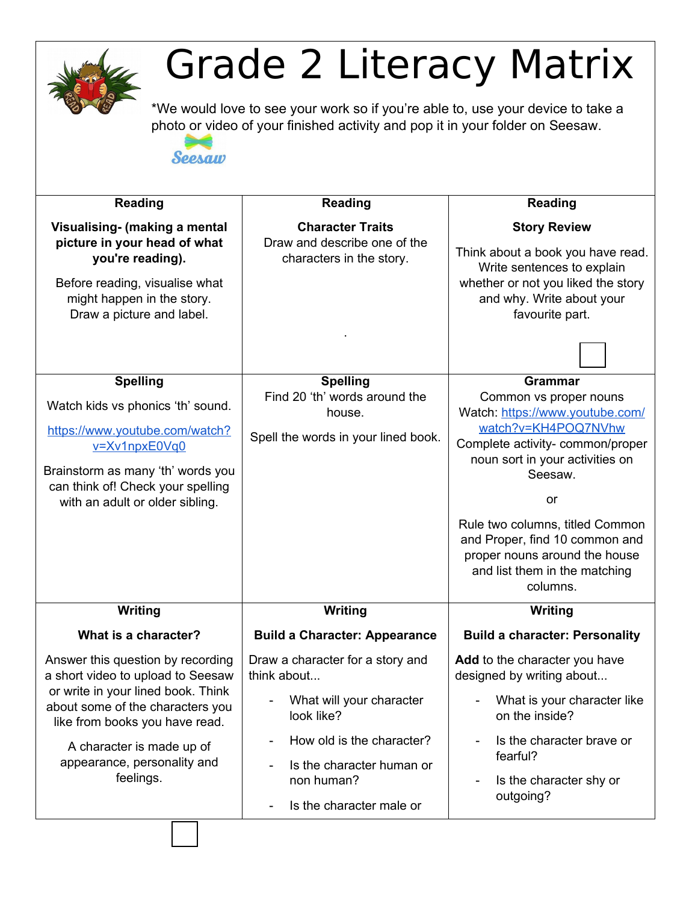# Grade 2 Literacy Matrix

*We would love to see your work so if you're able to, use your device to take a photo or video of your finished activity and pop it in your folder on Seesaw.

| Reading | Reading | Reading |
|---|---|---|
| **Visualising- (making a mental picture in your head of what you're reading).** <br><br> Before reading, visualise what might happen in the story. Draw a picture and label. | **Character Traits** <br> Draw and describe one of the characters in the story. <br><br> . | **Story Review** <br><br> Think about a book you have read. Write sentences to explain whether or not you liked the story and why. Write about your favourite part. |
| **Spelling** | **Spelling** | **Grammar** |
| Watch kids vs phonics 'th' sound. <br><br> https://www.youtube.com/watch?v=Xv1npxE0Vq0 <br><br> Brainstorm as many 'th' words you can think of! Check your spelling with an adult or older sibling. | Find 20 'th' words around the house. <br><br> Spell the words in your lined book. | Common vs proper nouns <br> Watch: https://www.youtube.com/watch?v=KH4POQ7NVhw <br> Complete activity- common/proper noun sort in your activities on Seesaw. <br><br> or <br><br> Rule two columns, titled Common and Proper, find 10 common and proper nouns around the house and list them in the matching columns. |
| **Writing** | **Writing** | **Writing** |
| **What is a character?** <br><br> Answer this question by recording a short video to upload to Seesaw or write in your lined book. Think about some of the characters you like from books you have read. <br><br> A character is made up of appearance, personality and feelings. | **Build a Character: Appearance** <br><br> Draw a character for a story and think about... <br> - What will your character look like? <br> - How old is the character? <br> - Is the character human or non human? <br> - Is the character male or | **Build a character: Personality** <br><br> **Add** to the character you have designed by writing about... <br> - What is your character like on the inside? <br> - Is the character brave or fearful? <br> - Is the character shy or outgoing? |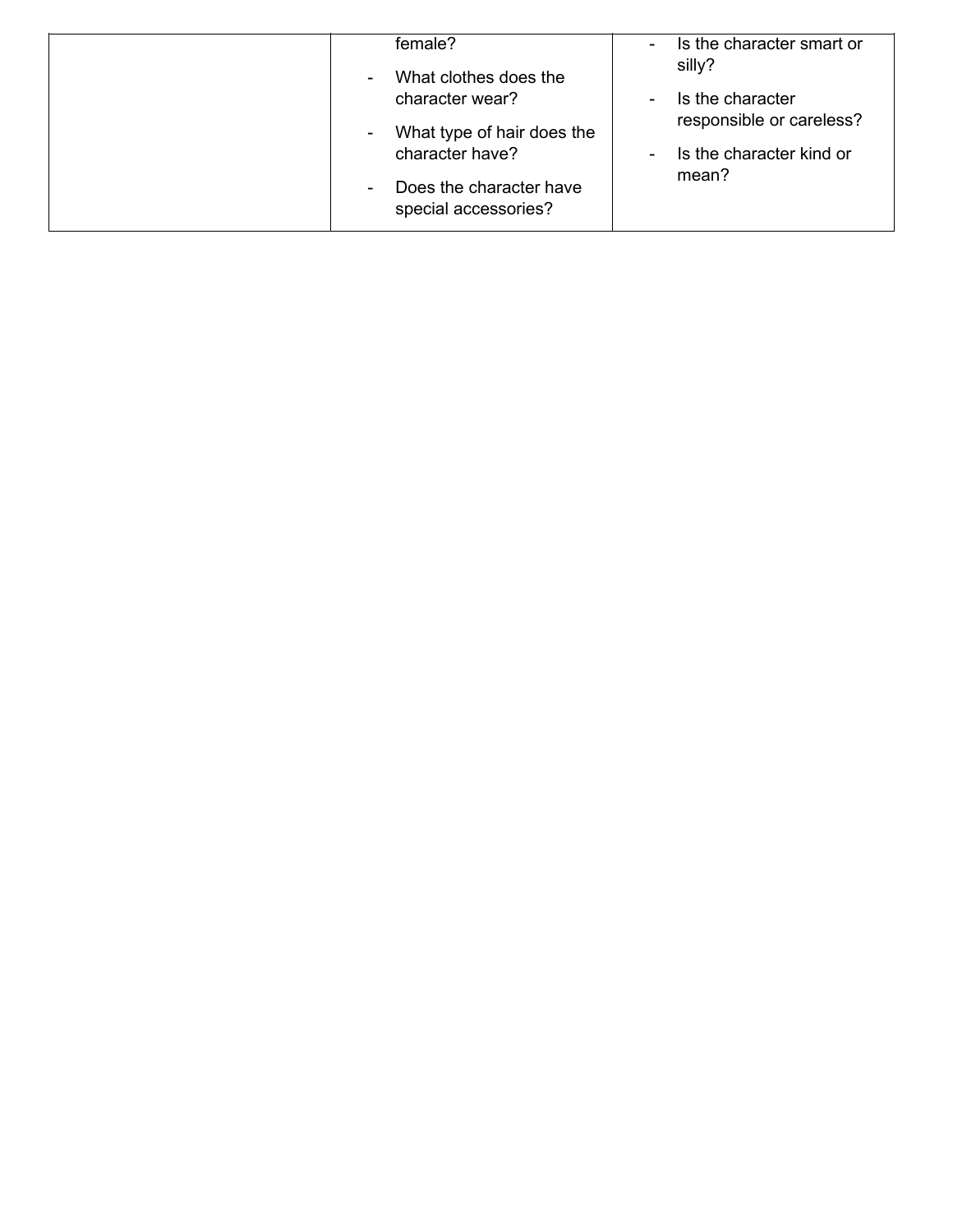| | | |
|---|---|---|
| | female?<br>- What clothes does the character wear?<br>- What type of hair does the character have?<br>- Does the character have special accessories? | - Is the character smart or silly?<br>- Is the character responsible or careless?<br>- Is the character kind or mean? |